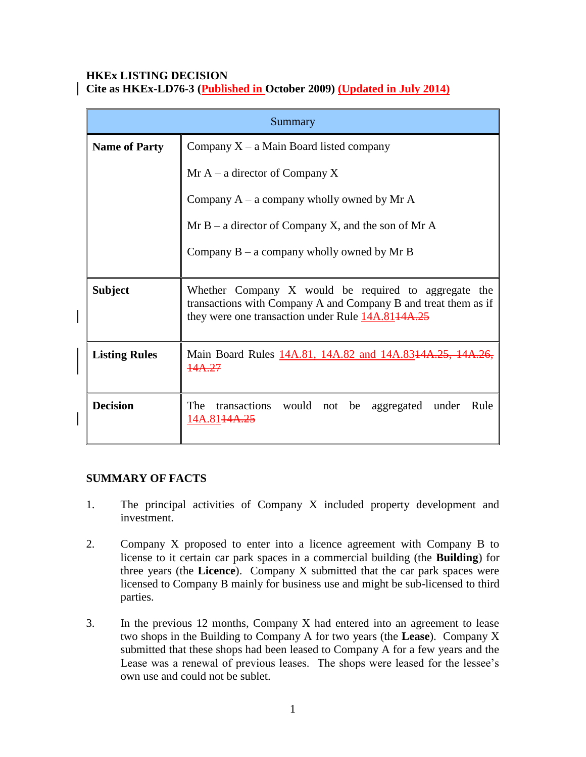**HKEx LISTING DECISION**
**Cite as HKEx-LD76-3 (Published in October 2009) (Updated in July 2014)**

| Summary | |
|---|---|
| **Name of Party** | Company X – a Main Board listed company<br><br>Mr A – a director of Company X<br><br>Company A – a company wholly owned by Mr A<br><br>Mr B – a director of Company X, and the son of Mr A<br><br>Company B – a company wholly owned by Mr B |
| **Subject** | Whether Company X would be required to aggregate the transactions with Company A and Company B and treat them as if they were one transaction under Rule 14A.81 ~~14A.25~~ |
| **Listing Rules** | Main Board Rules 14A.81, 14A.82 and 14A.83 ~~14A.25, 14A.26, 14A.27~~ |
| **Decision** | The transactions would not be aggregated under Rule 14A.81 ~~14A.25~~ |

## SUMMARY OF FACTS

1. The principal activities of Company X included property development and investment.

2. Company X proposed to enter into a licence agreement with Company B to license to it certain car park spaces in a commercial building (the **Building**) for three years (the **Licence**). Company X submitted that the car park spaces were licensed to Company B mainly for business use and might be sub-licensed to third parties.

3. In the previous 12 months, Company X had entered into an agreement to lease two shops in the Building to Company A for two years (the **Lease**). Company X submitted that these shops had been leased to Company A for a few years and the Lease was a renewal of previous leases. The shops were leased for the lessee's own use and could not be sublet.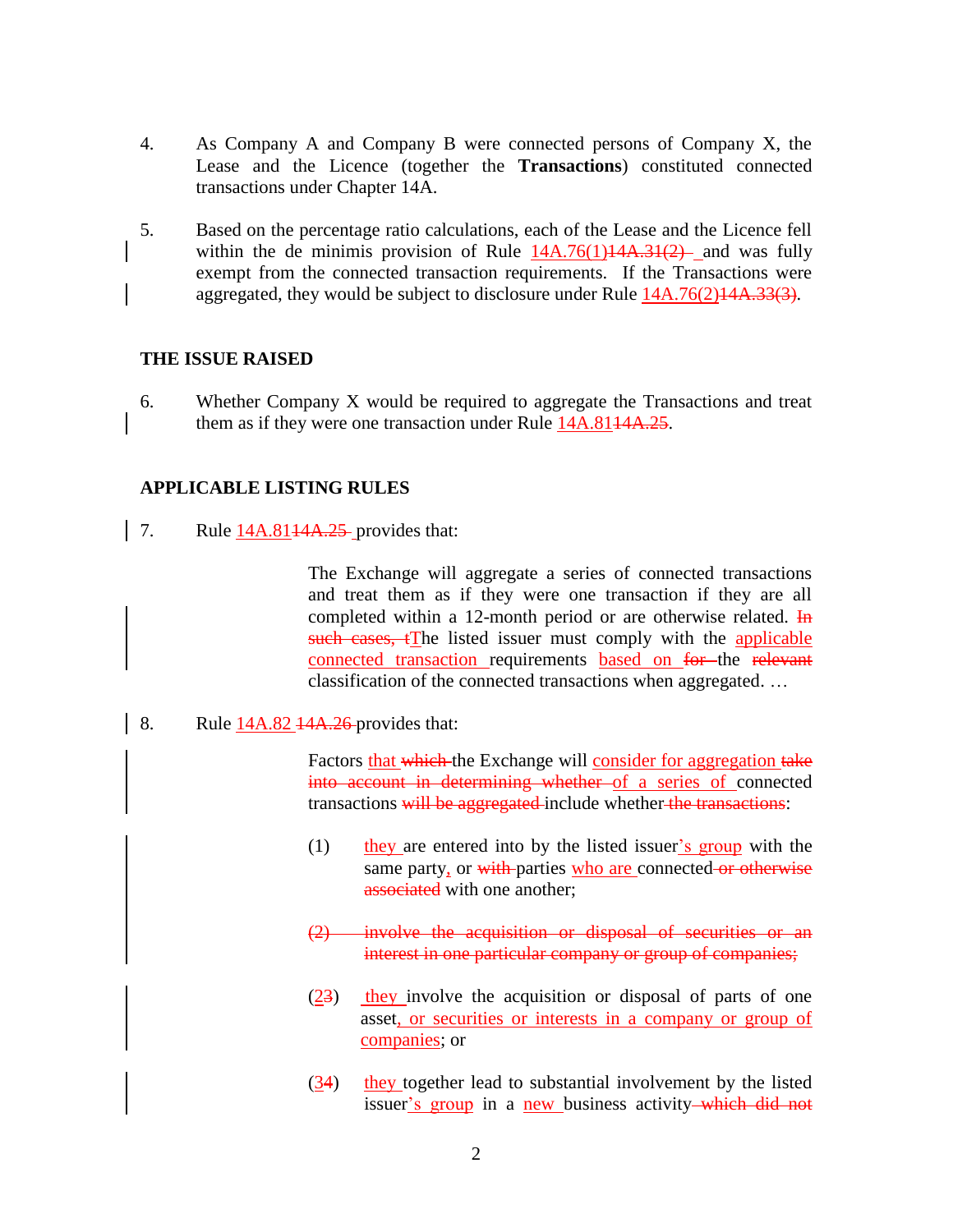4. As Company A and Company B were connected persons of Company X, the Lease and the Licence (together the **Transactions**) constituted connected transactions under Chapter 14A.

5. Based on the percentage ratio calculations, each of the Lease and the Licence fell within the de minimis provision of Rule <u>14A.76(1)</u>~~14A.31(2)~~ and was fully exempt from the connected transaction requirements. If the Transactions were aggregated, they would be subject to disclosure under Rule <u>14A.76(2)</u>~~14A.33(3)~~.

## THE ISSUE RAISED

6. Whether Company X would be required to aggregate the Transactions and treat them as if they were one transaction under Rule <u>14A.81</u>~~14A.25~~.

## APPLICABLE LISTING RULES

7. Rule <u>14A.81</u>~~14A.25~~ provides that:

> The Exchange will aggregate a series of connected transactions and treat them as if they were one transaction if they are all completed within a 12-month period or are otherwise related. ~~In such cases, t~~<u>T</u>he listed issuer must comply with the <u>applicable connected transaction</u> requirements <u>based on</u> ~~for~~ the ~~relevant~~ classification of the connected transactions when aggregated. …

8. Rule <u>14A.82</u> ~~14A.26~~ provides that:

> Factors <u>that</u> ~~which~~ the Exchange will <u>consider for aggregation</u> ~~take into account in determining whether~~ <u>of a series of</u> connected transactions ~~will be aggregated~~ include whether ~~the transactions~~:
>
> (1) <u>they</u> are entered into by the listed issuer<u>'s group</u> with the same party<u>,</u> or ~~with~~ parties <u>who are</u> connected ~~or otherwise associated~~ with one another;
>
> ~~(2) involve the acquisition or disposal of securities or an interest in one particular company or group of companies;~~
>
> (<u>2</u>~~3~~) <u>they</u> involve the acquisition or disposal of parts of one asset<u>, or securities or interests in a company or group of companies</u>; or
>
> (<u>3</u>~~4~~) <u>they</u> together lead to substantial involvement by the listed issuer<u>'s group</u> in a <u>new</u> business activity ~~which did not~~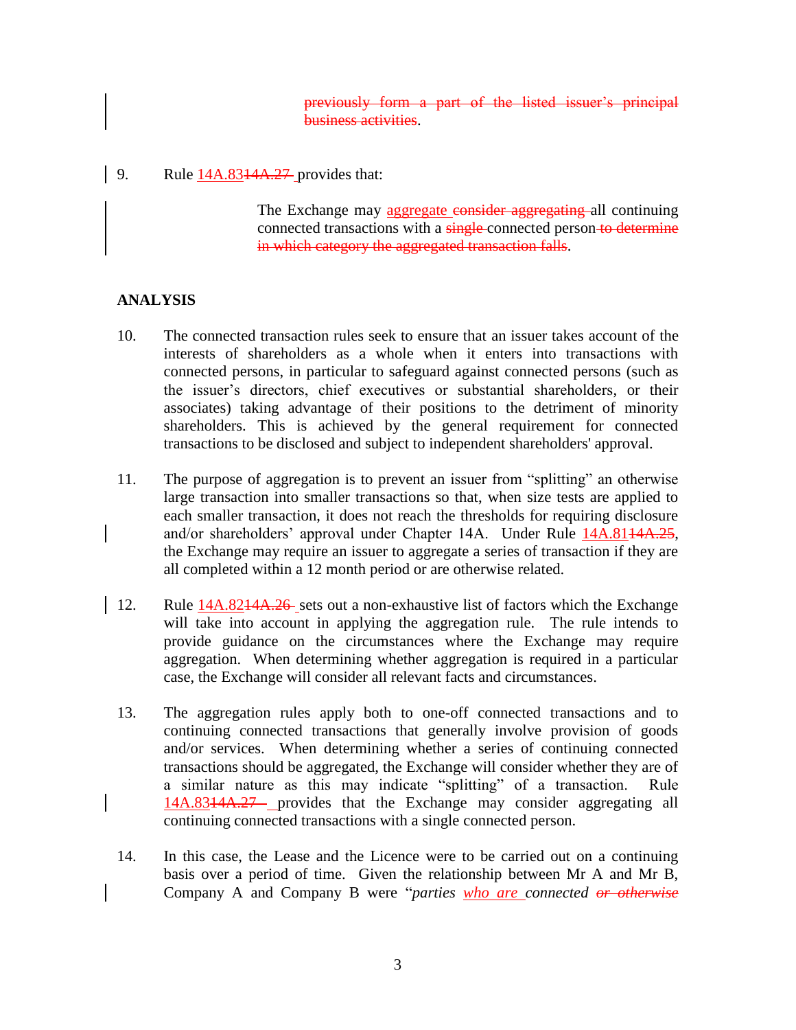~~previously form a part of the listed issuer's principal business activities~~.

9. Rule 14A.83~~14A.27~~ provides that:

> The Exchange may aggregate ~~consider aggregating~~ all continuing connected transactions with a ~~single~~ connected person ~~to determine in which category the aggregated transaction falls~~.

**ANALYSIS**

10. The connected transaction rules seek to ensure that an issuer takes account of the interests of shareholders as a whole when it enters into transactions with connected persons, in particular to safeguard against connected persons (such as the issuer's directors, chief executives or substantial shareholders, or their associates) taking advantage of their positions to the detriment of minority shareholders. This is achieved by the general requirement for connected transactions to be disclosed and subject to independent shareholders' approval.

11. The purpose of aggregation is to prevent an issuer from "splitting" an otherwise large transaction into smaller transactions so that, when size tests are applied to each smaller transaction, it does not reach the thresholds for requiring disclosure and/or shareholders' approval under Chapter 14A. Under Rule 14A.81~~14A.25~~, the Exchange may require an issuer to aggregate a series of transaction if they are all completed within a 12 month period or are otherwise related.

12. Rule 14A.82~~14A.26~~ sets out a non-exhaustive list of factors which the Exchange will take into account in applying the aggregation rule. The rule intends to provide guidance on the circumstances where the Exchange may require aggregation. When determining whether aggregation is required in a particular case, the Exchange will consider all relevant facts and circumstances.

13. The aggregation rules apply both to one-off connected transactions and to continuing connected transactions that generally involve provision of goods and/or services. When determining whether a series of continuing connected transactions should be aggregated, the Exchange will consider whether they are of a similar nature as this may indicate "splitting" of a transaction. Rule 14A.83~~14A.27~~ provides that the Exchange may consider aggregating all continuing connected transactions with a single connected person.

14. In this case, the Lease and the Licence were to be carried out on a continuing basis over a period of time. Given the relationship between Mr A and Mr B, Company A and Company B were "*parties who are connected ~~or otherwise~~*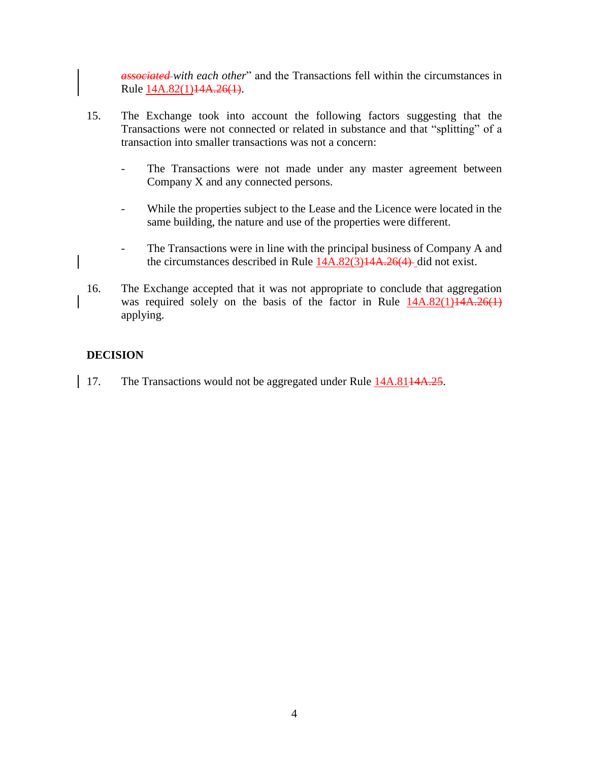~~*associated*~~ *with each other*" and the Transactions fell within the circumstances in Rule 14A.82(1)~~14A.26(1)~~.

15. The Exchange took into account the following factors suggesting that the Transactions were not connected or related in substance and that "splitting" of a transaction into smaller transactions was not a concern:

    - The Transactions were not made under any master agreement between Company X and any connected persons.

    - While the properties subject to the Lease and the Licence were located in the same building, the nature and use of the properties were different.

    - The Transactions were in line with the principal business of Company A and the circumstances described in Rule 14A.82(3)~~14A.26(4)~~ did not exist.

16. The Exchange accepted that it was not appropriate to conclude that aggregation was required solely on the basis of the factor in Rule 14A.82(1)~~14A.26(1)~~ applying.

**DECISION**

17. The Transactions would not be aggregated under Rule 14A.81~~14A.25~~.